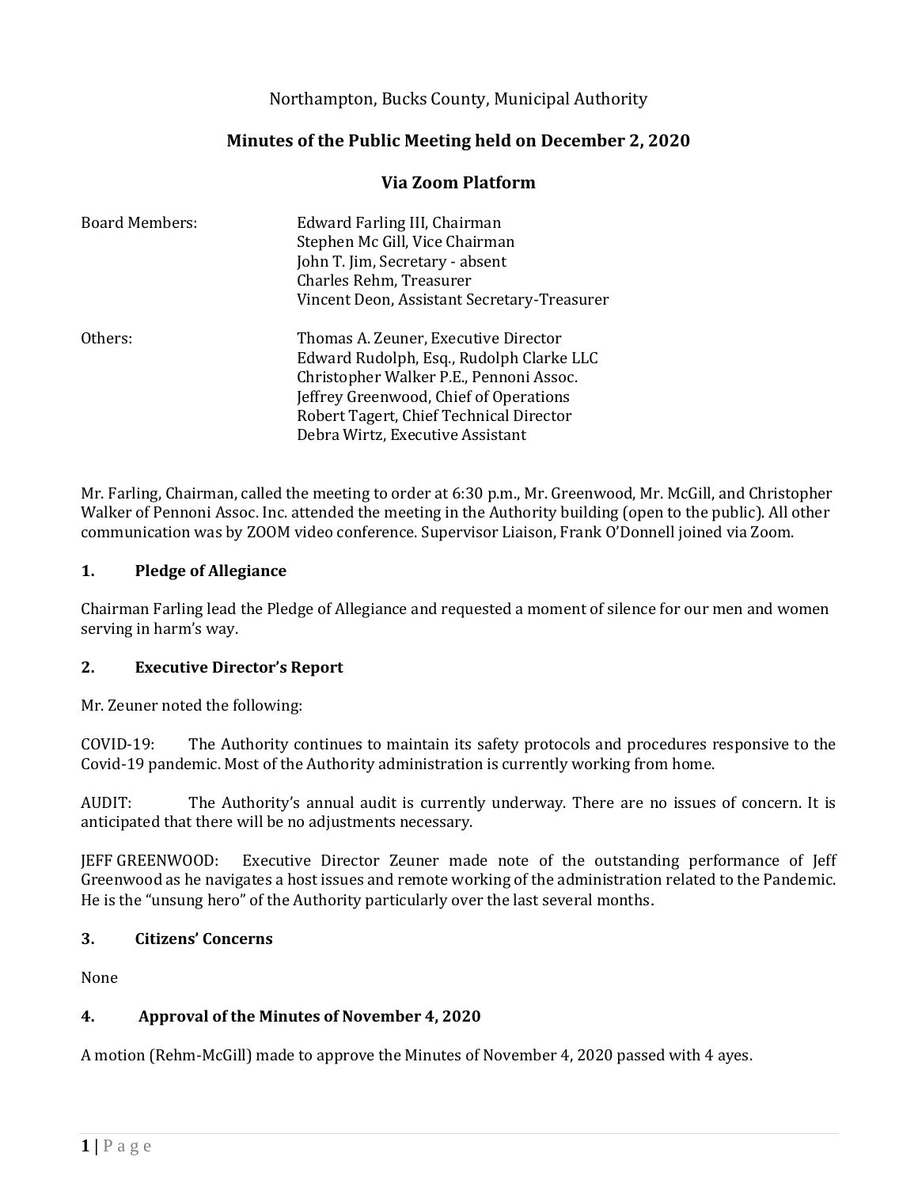Northampton, Bucks County, Municipal Authority

# Minutes of the Public Meeting held on December 2, 2020

## Via Zoom Platform

| | |
|---|---|
| Board Members: | Edward Farling III, Chairman<br>Stephen Mc Gill, Vice Chairman<br>John T. Jim, Secretary - absent<br>Charles Rehm, Treasurer<br>Vincent Deon, Assistant Secretary-Treasurer |
| Others: | Thomas A. Zeuner, Executive Director<br>Edward Rudolph, Esq., Rudolph Clarke LLC<br>Christopher Walker P.E., Pennoni Assoc.<br>Jeffrey Greenwood, Chief of Operations<br>Robert Tagert, Chief Technical Director<br>Debra Wirtz, Executive Assistant |

Mr. Farling, Chairman, called the meeting to order at 6:30 p.m., Mr. Greenwood, Mr. McGill, and Christopher Walker of Pennoni Assoc. Inc. attended the meeting in the Authority building (open to the public). All other communication was by ZOOM video conference. Supervisor Liaison, Frank O'Donnell joined via Zoom.

### 1. Pledge of Allegiance

Chairman Farling lead the Pledge of Allegiance and requested a moment of silence for our men and women serving in harm's way.

### 2. Executive Director's Report

Mr. Zeuner noted the following:

COVID-19: The Authority continues to maintain its safety protocols and procedures responsive to the Covid-19 pandemic. Most of the Authority administration is currently working from home.

AUDIT: The Authority's annual audit is currently underway. There are no issues of concern. It is anticipated that there will be no adjustments necessary.

JEFF GREENWOOD: Executive Director Zeuner made note of the outstanding performance of Jeff Greenwood as he navigates a host issues and remote working of the administration related to the Pandemic. He is the "unsung hero" of the Authority particularly over the last several months.

### 3. Citizens' Concerns

None

### 4. Approval of the Minutes of November 4, 2020

A motion (Rehm-McGill) made to approve the Minutes of November 4, 2020 passed with 4 ayes.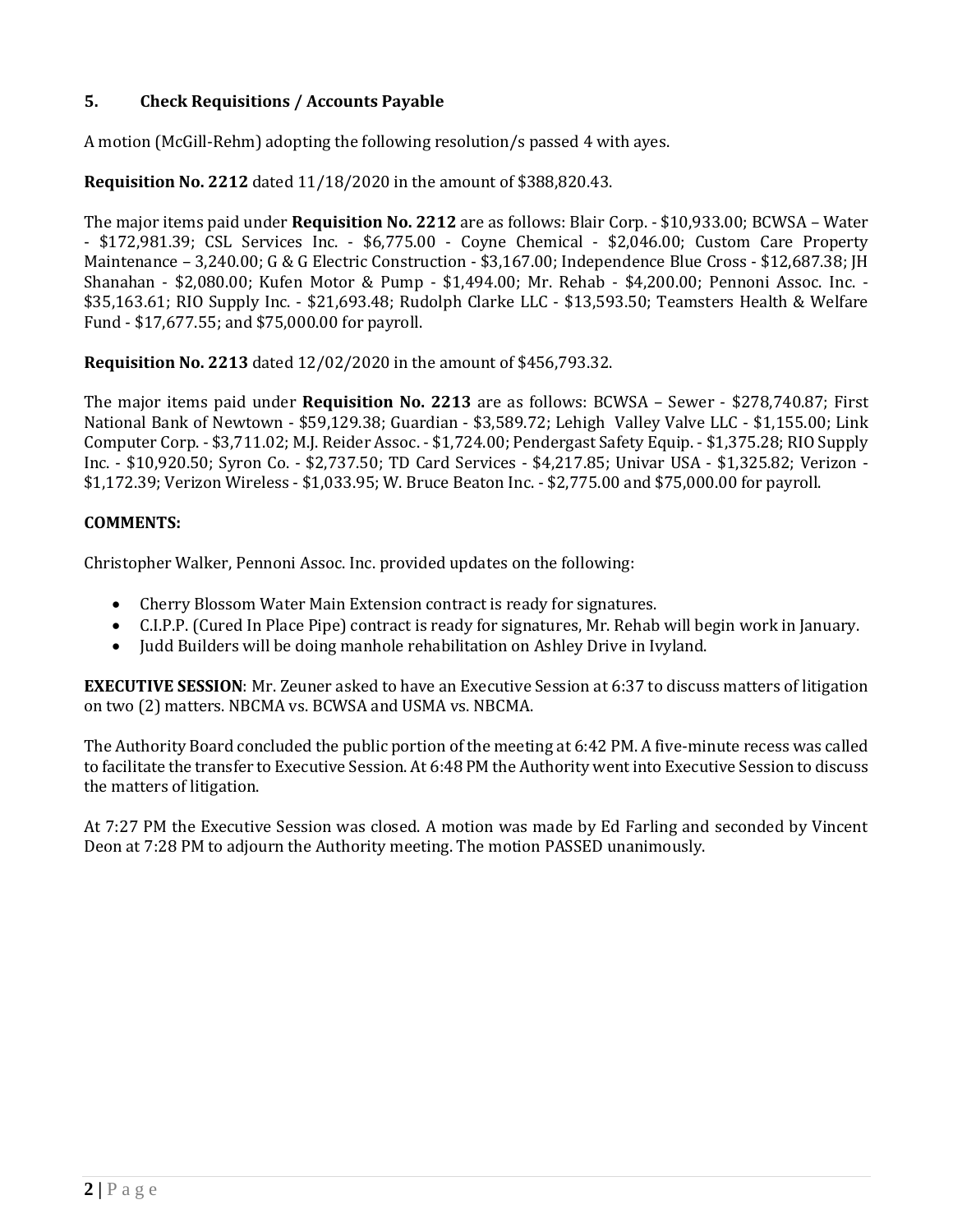### 5. Check Requisitions / Accounts Payable

A motion (McGill-Rehm) adopting the following resolution/s passed 4 with ayes.

**Requisition No. 2212** dated 11/18/2020 in the amount of $388,820.43.

The major items paid under **Requisition No. 2212** are as follows: Blair Corp. - $10,933.00; BCWSA – Water - $172,981.39; CSL Services Inc. - $6,775.00 - Coyne Chemical - $2,046.00; Custom Care Property Maintenance – 3,240.00; G & G Electric Construction - $3,167.00; Independence Blue Cross - $12,687.38; JH Shanahan - $2,080.00; Kufen Motor & Pump - $1,494.00; Mr. Rehab - $4,200.00; Pennoni Assoc. Inc. - $35,163.61; RIO Supply Inc. - $21,693.48; Rudolph Clarke LLC - $13,593.50; Teamsters Health & Welfare Fund - $17,677.55; and $75,000.00 for payroll.

**Requisition No. 2213** dated 12/02/2020 in the amount of $456,793.32.

The major items paid under **Requisition No. 2213** are as follows: BCWSA – Sewer - $278,740.87; First National Bank of Newtown - $59,129.38; Guardian - $3,589.72; Lehigh Valley Valve LLC - $1,155.00; Link Computer Corp. - $3,711.02; M.J. Reider Assoc. - $1,724.00; Pendergast Safety Equip. - $1,375.28; RIO Supply Inc. - $10,920.50; Syron Co. - $2,737.50; TD Card Services - $4,217.85; Univar USA - $1,325.82; Verizon - $1,172.39; Verizon Wireless - $1,033.95; W. Bruce Beaton Inc. - $2,775.00 and $75,000.00 for payroll.

**COMMENTS:**

Christopher Walker, Pennoni Assoc. Inc. provided updates on the following:

- Cherry Blossom Water Main Extension contract is ready for signatures.
- C.I.P.P. (Cured In Place Pipe) contract is ready for signatures, Mr. Rehab will begin work in January.
- Judd Builders will be doing manhole rehabilitation on Ashley Drive in Ivyland.

**EXECUTIVE SESSION**: Mr. Zeuner asked to have an Executive Session at 6:37 to discuss matters of litigation on two (2) matters. NBCMA vs. BCWSA and USMA vs. NBCMA.

The Authority Board concluded the public portion of the meeting at 6:42 PM. A five-minute recess was called to facilitate the transfer to Executive Session. At 6:48 PM the Authority went into Executive Session to discuss the matters of litigation.

At 7:27 PM the Executive Session was closed. A motion was made by Ed Farling and seconded by Vincent Deon at 7:28 PM to adjourn the Authority meeting. The motion PASSED unanimously.